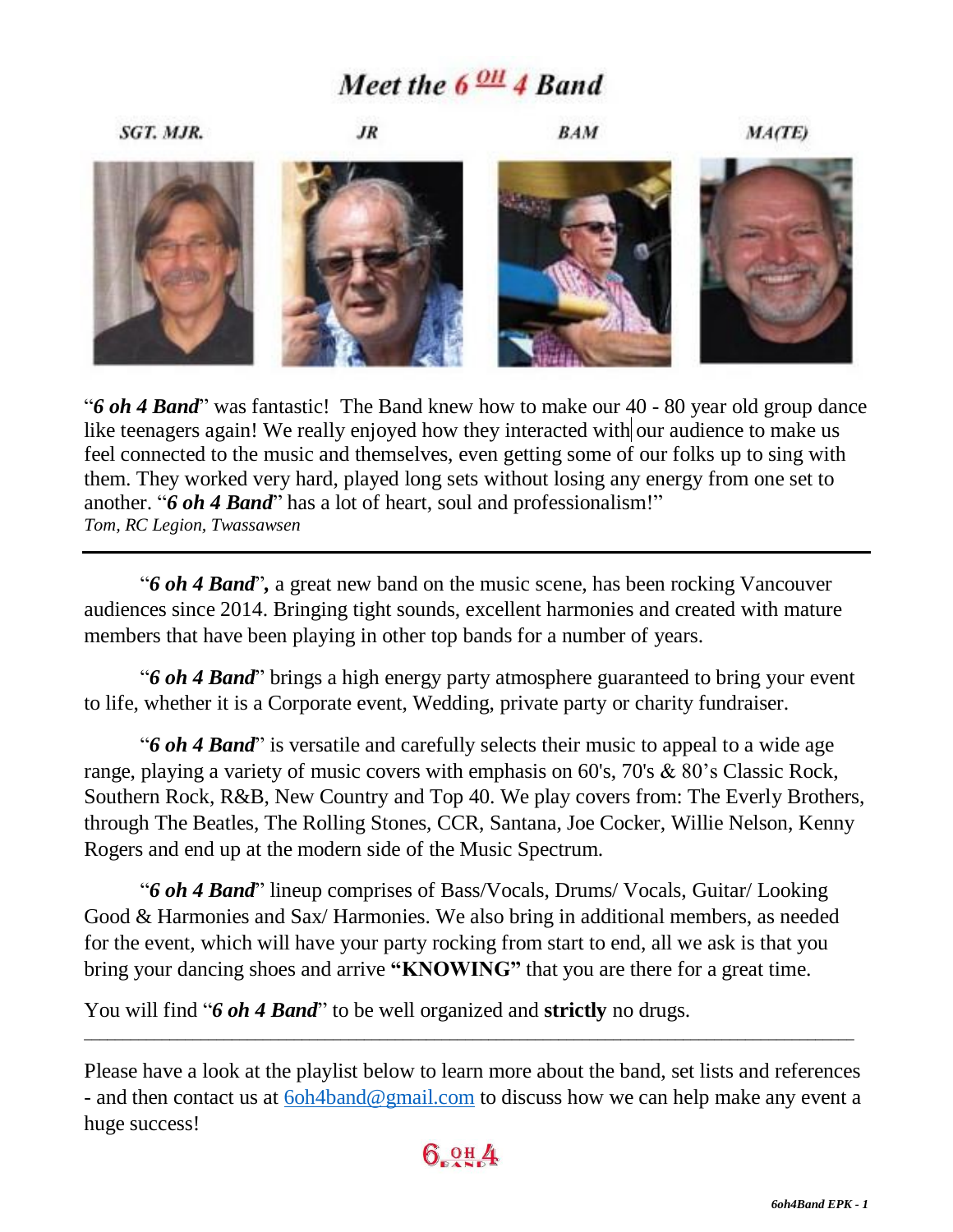# Meet the 6 oh 4 Band

SGT. MJR. | JR | BAM | MA(TE)

"***6 oh 4 Band***" was fantastic! The Band knew how to make our 40 - 80 year old group dance like teenagers again! We really enjoyed how they interacted with our audience to make us feel connected to the music and themselves, even getting some of our folks up to sing with them. They worked very hard, played long sets without losing any energy from one set to another. "***6 oh 4 Band***" has a lot of heart, soul and professionalism!"
*Tom, RC Legion, Twassawsen*

---

"***6 oh 4 Band***"**,** a great new band on the music scene, has been rocking Vancouver audiences since 2014. Bringing tight sounds, excellent harmonies and created with mature members that have been playing in other top bands for a number of years.

"***6 oh 4 Band***" brings a high energy party atmosphere guaranteed to bring your event to life, whether it is a Corporate event, Wedding, private party or charity fundraiser.

"***6 oh 4 Band***" is versatile and carefully selects their music to appeal to a wide age range, playing a variety of music covers with emphasis on 60's, 70's & 80's Classic Rock, Southern Rock, R&B, New Country and Top 40. We play covers from: The Everly Brothers, through The Beatles, The Rolling Stones, CCR, Santana, Joe Cocker, Willie Nelson, Kenny Rogers and end up at the modern side of the Music Spectrum.

"***6 oh 4 Band***" lineup comprises of Bass/Vocals, Drums/ Vocals, Guitar/ Looking Good & Harmonies and Sax/ Harmonies. We also bring in additional members, as needed for the event, which will have your party rocking from start to end, all we ask is that you bring your dancing shoes and arrive **"KNOWING"** that you are there for a great time.

You will find "***6 oh 4 Band***" to be well organized and **strictly** no drugs.

---

Please have a look at the playlist below to learn more about the band, set lists and references - and then contact us at 6oh4band@gmail.com to discuss how we can help make any event a huge success!

6 OH 4 BAND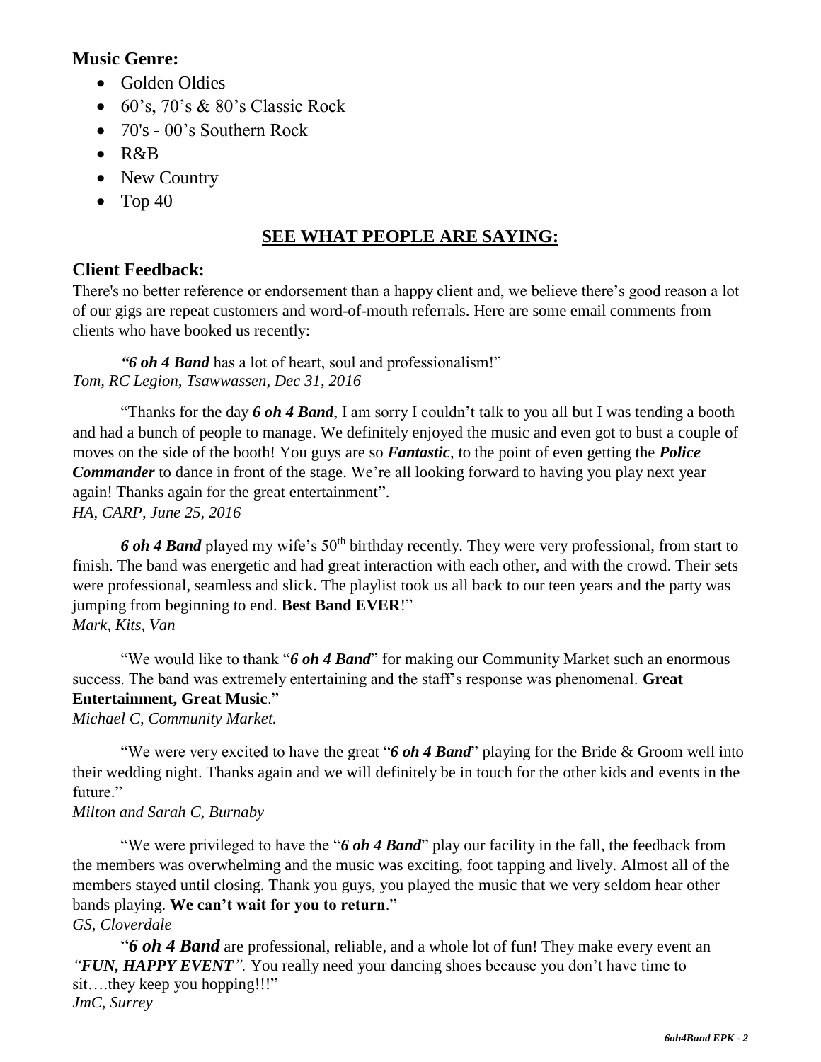### Music Genre:

- Golden Oldies
- 60's, 70's & 80's Classic Rock
- 70's - 00's Southern Rock
- R&B
- New Country
- Top 40

## SEE WHAT PEOPLE ARE SAYING:

### Client Feedback:

There's no better reference or endorsement than a happy client and, we believe there's good reason a lot of our gigs are repeat customers and word-of-mouth referrals. Here are some email comments from clients who have booked us recently:

***"6 oh 4 Band*** has a lot of heart, soul and professionalism!"
*Tom, RC Legion, Tsawwassen, Dec 31, 2016*

"Thanks for the day ***6 oh 4 Band***, I am sorry I couldn't talk to you all but I was tending a booth and had a bunch of people to manage. We definitely enjoyed the music and even got to bust a couple of moves on the side of the booth! You guys are so ***Fantastic***, to the point of even getting the ***Police Commander*** to dance in front of the stage. We're all looking forward to having you play next year again! Thanks again for the great entertainment".
*HA, CARP, June 25, 2016*

***6 oh 4 Band*** played my wife's 50th birthday recently. They were very professional, from start to finish. The band was energetic and had great interaction with each other, and with the crowd. Their sets were professional, seamless and slick. The playlist took us all back to our teen years and the party was jumping from beginning to end. **Best Band EVER**!"
*Mark, Kits, Van*

"We would like to thank "***6 oh 4 Band***" for making our Community Market such an enormous success. The band was extremely entertaining and the staff's response was phenomenal. **Great Entertainment, Great Music**."
*Michael C, Community Market.*

"We were very excited to have the great "***6 oh 4 Band***" playing for the Bride & Groom well into their wedding night. Thanks again and we will definitely be in touch for the other kids and events in the future."
*Milton and Sarah C, Burnaby*

"We were privileged to have the "***6 oh 4 Band***" play our facility in the fall, the feedback from the members was overwhelming and the music was exciting, foot tapping and lively. Almost all of the members stayed until closing. Thank you guys, you played the music that we very seldom hear other bands playing. **We can't wait for you to return**."
*GS, Cloverdale*

"***6 oh 4 Band*** are professional, reliable, and a whole lot of fun! They make every event an ***"FUN, HAPPY EVENT"***. You really need your dancing shoes because you don't have time to sit….they keep you hopping!!!"
*JmC, Surrey*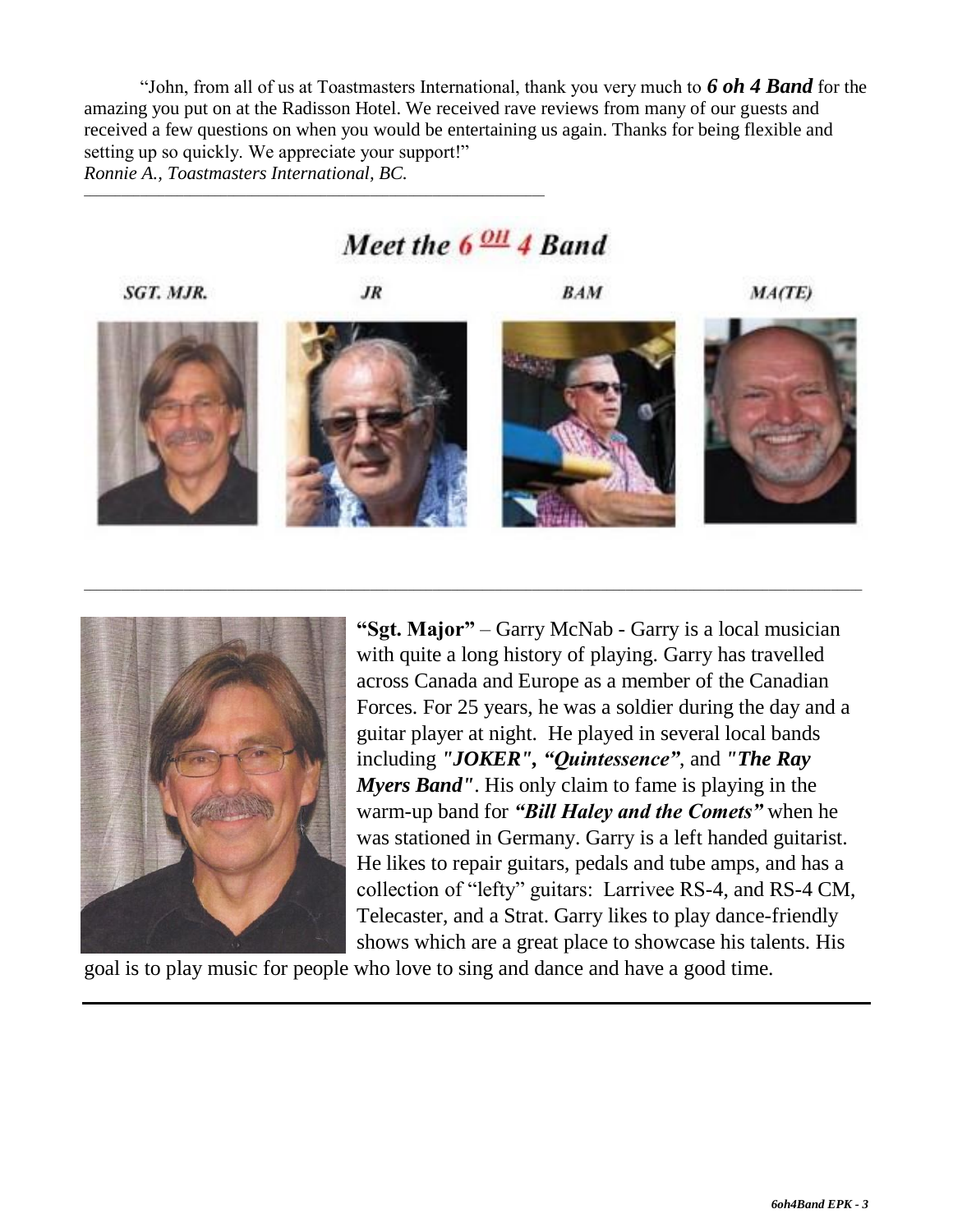"John, from all of us at Toastmasters International, thank you very much to ***6 oh 4 Band*** for the amazing you put on at the Radisson Hotel. We received rave reviews from many of our guests and received a few questions on when you would be entertaining us again. Thanks for being flexible and setting up so quickly. We appreciate your support!"
*Ronnie A., Toastmasters International, BC.*

---

## *Meet the 6 oh 4 Band*

| SGT. MJR. | JR | BAM | MA(TE) |
|---|---|---|---|

---

**"Sgt. Major"** – Garry McNab - Garry is a local musician with quite a long history of playing. Garry has travelled across Canada and Europe as a member of the Canadian Forces. For 25 years, he was a soldier during the day and a guitar player at night. He played in several local bands including ***"JOKER", "Quintessence"***, and ***"The Ray Myers Band"***. His only claim to fame is playing in the warm-up band for ***"Bill Haley and the Comets"*** when he was stationed in Germany. Garry is a left handed guitarist. He likes to repair guitars, pedals and tube amps, and has a collection of "lefty" guitars: Larrivee RS-4, and RS-4 CM, Telecaster, and a Strat. Garry likes to play dance-friendly shows which are a great place to showcase his talents. His goal is to play music for people who love to sing and dance and have a good time.

---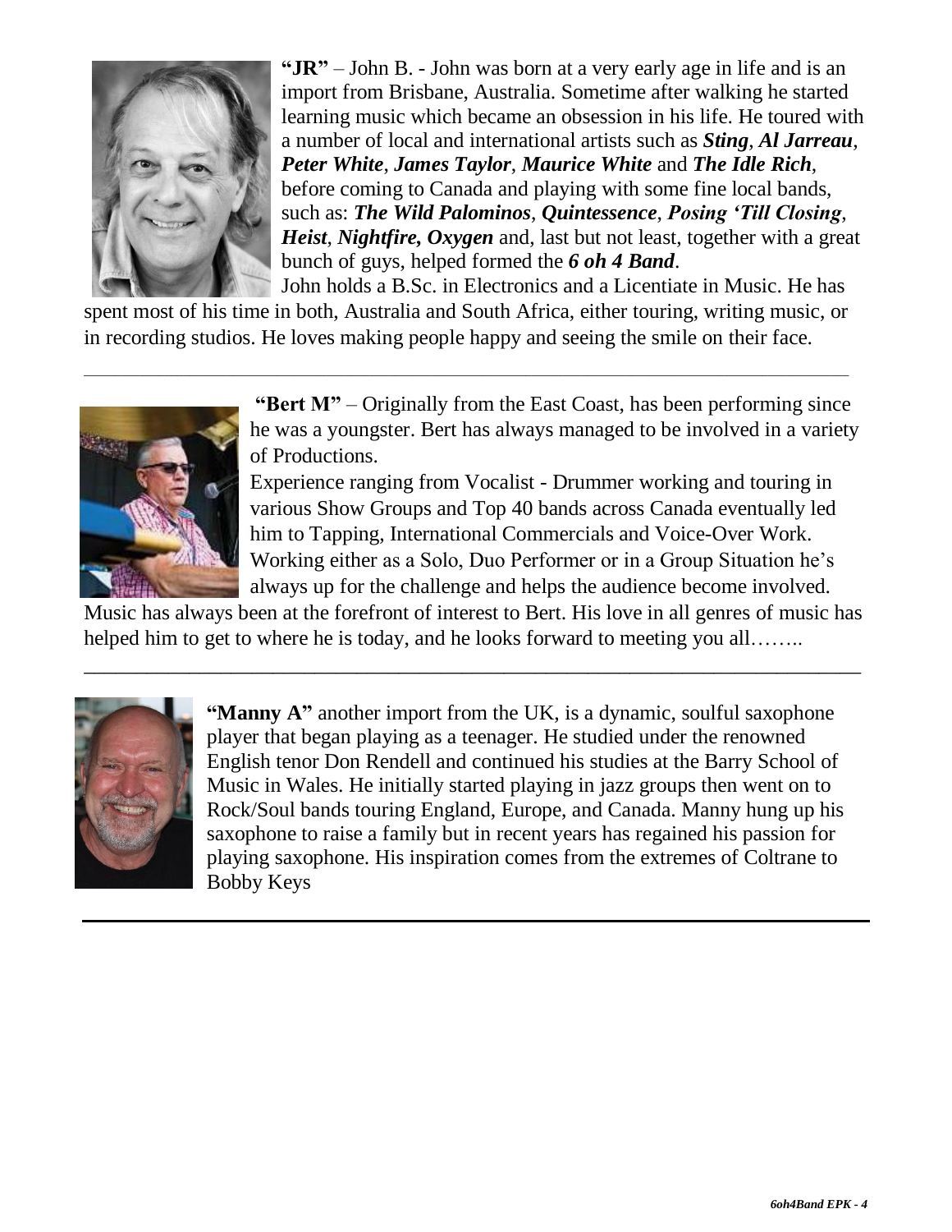**"JR"** – John B. - John was born at a very early age in life and is an import from Brisbane, Australia. Sometime after walking he started learning music which became an obsession in his life. He toured with a number of local and international artists such as ***Sting***, ***Al Jarreau***, ***Peter White***, ***James Taylor***, ***Maurice White*** and ***The Idle Rich***, before coming to Canada and playing with some fine local bands, such as: ***The Wild Palominos***, ***Quintessence***, ***Posing 'Till Closing***, ***Heist***, ***Nightfire, Oxygen*** and, last but not least, together with a great bunch of guys, helped formed the ***6 oh 4 Band***.

John holds a B.Sc. in Electronics and a Licentiate in Music. He has spent most of his time in both, Australia and South Africa, either touring, writing music, or in recording studios. He loves making people happy and seeing the smile on their face.

---

**"Bert M"** – Originally from the East Coast, has been performing since he was a youngster. Bert has always managed to be involved in a variety of Productions.

Experience ranging from Vocalist - Drummer working and touring in various Show Groups and Top 40 bands across Canada eventually led him to Tapping, International Commercials and Voice-Over Work. Working either as a Solo, Duo Performer or in a Group Situation he's always up for the challenge and helps the audience become involved.

Music has always been at the forefront of interest to Bert. His love in all genres of music has helped him to get to where he is today, and he looks forward to meeting you all……..

---

**"Manny A"** another import from the UK, is a dynamic, soulful saxophone player that began playing as a teenager. He studied under the renowned English tenor Don Rendell and continued his studies at the Barry School of Music in Wales. He initially started playing in jazz groups then went on to Rock/Soul bands touring England, Europe, and Canada. Manny hung up his saxophone to raise a family but in recent years has regained his passion for playing saxophone. His inspiration comes from the extremes of Coltrane to Bobby Keys

---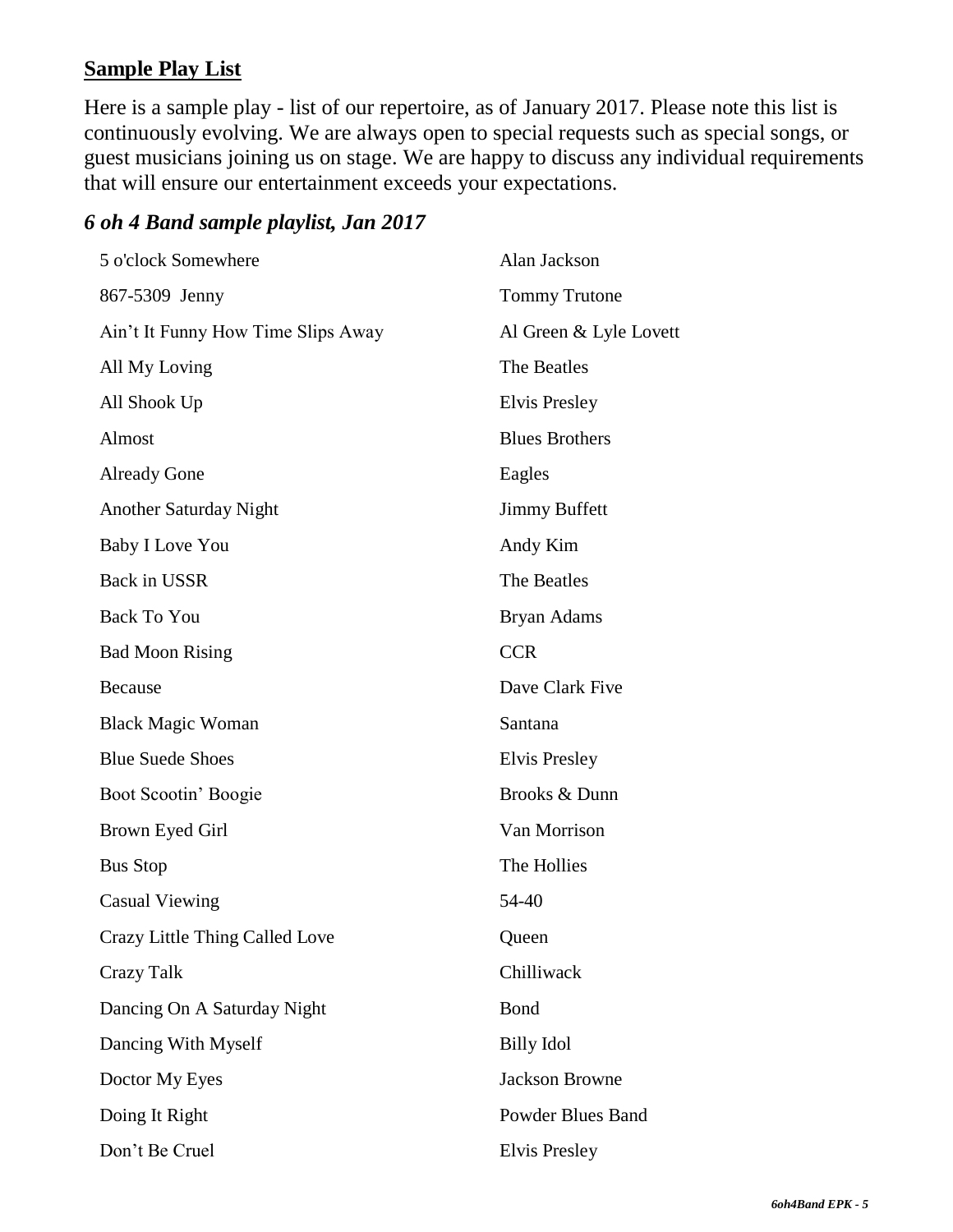## **Sample Play List**

Here is a sample play - list of our repertoire, as of January 2017. Please note this list is continuously evolving. We are always open to special requests such as special songs, or guest musicians joining us on stage. We are happy to discuss any individual requirements that will ensure our entertainment exceeds your expectations.

### *6 oh 4 Band sample playlist, Jan 2017*

| | |
|---|---|
| 5 o'clock Somewhere | Alan Jackson |
| 867-5309 Jenny | Tommy Trutone |
| Ain't It Funny How Time Slips Away | Al Green & Lyle Lovett |
| All My Loving | The Beatles |
| All Shook Up | Elvis Presley |
| Almost | Blues Brothers |
| Already Gone | Eagles |
| Another Saturday Night | Jimmy Buffett |
| Baby I Love You | Andy Kim |
| Back in USSR | The Beatles |
| Back To You | Bryan Adams |
| Bad Moon Rising | CCR |
| Because | Dave Clark Five |
| Black Magic Woman | Santana |
| Blue Suede Shoes | Elvis Presley |
| Boot Scootin' Boogie | Brooks & Dunn |
| Brown Eyed Girl | Van Morrison |
| Bus Stop | The Hollies |
| Casual Viewing | 54-40 |
| Crazy Little Thing Called Love | Queen |
| Crazy Talk | Chilliwack |
| Dancing On A Saturday Night | Bond |
| Dancing With Myself | Billy Idol |
| Doctor My Eyes | Jackson Browne |
| Doing It Right | Powder Blues Band |
| Don't Be Cruel | Elvis Presley |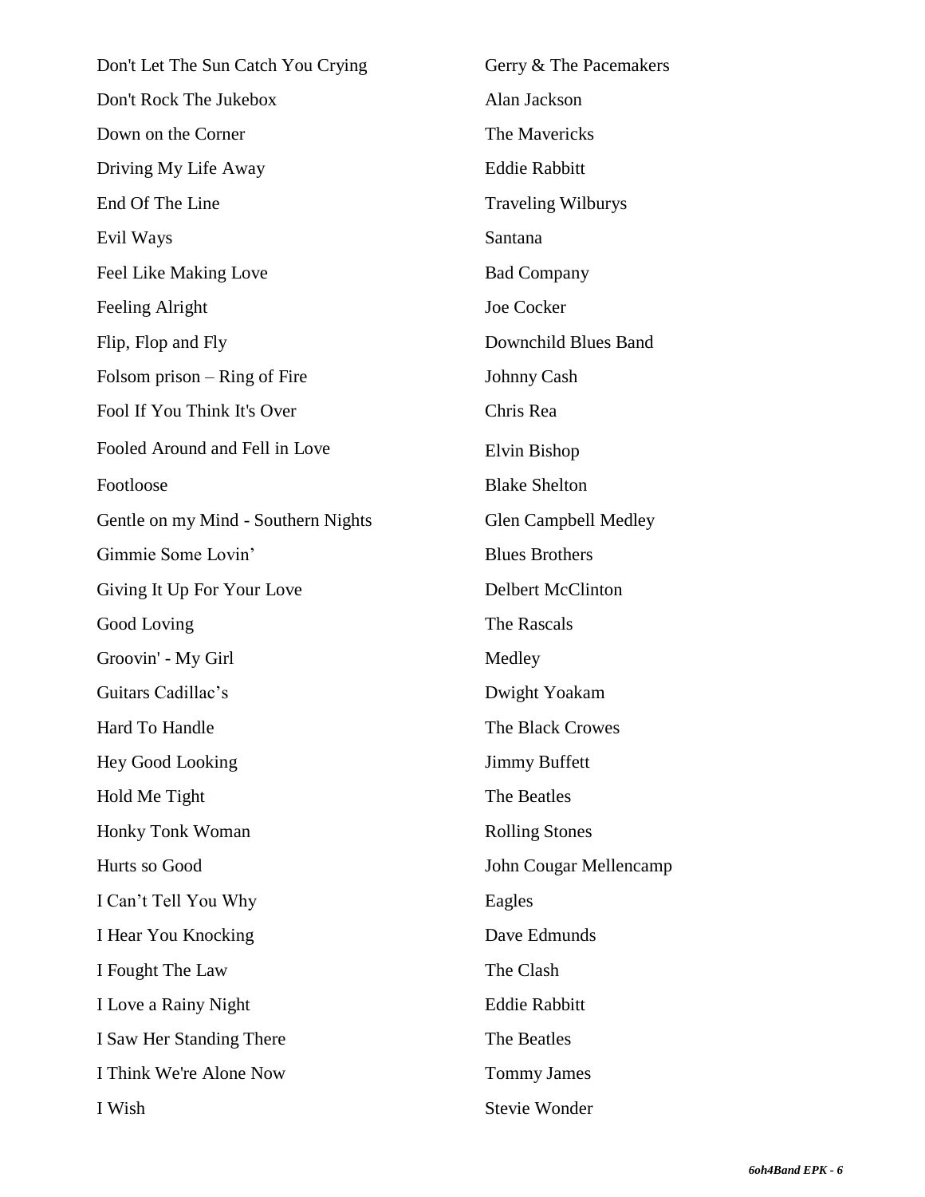| | |
|---|---|
| Don't Let The Sun Catch You Crying | Gerry & The Pacemakers |
| Don't Rock The Jukebox | Alan Jackson |
| Down on the Corner | The Mavericks |
| Driving My Life Away | Eddie Rabbitt |
| End Of The Line | Traveling Wilburys |
| Evil Ways | Santana |
| Feel Like Making Love | Bad Company |
| Feeling Alright | Joe Cocker |
| Flip, Flop and Fly | Downchild Blues Band |
| Folsom prison – Ring of Fire | Johnny Cash |
| Fool If You Think It's Over | Chris Rea |
| Fooled Around and Fell in Love | Elvin Bishop |
| Footloose | Blake Shelton |
| Gentle on my Mind - Southern Nights | Glen Campbell Medley |
| Gimmie Some Lovin' | Blues Brothers |
| Giving It Up For Your Love | Delbert McClinton |
| Good Loving | The Rascals |
| Groovin' - My Girl | Medley |
| Guitars Cadillac's | Dwight Yoakam |
| Hard To Handle | The Black Crowes |
| Hey Good Looking | Jimmy Buffett |
| Hold Me Tight | The Beatles |
| Honky Tonk Woman | Rolling Stones |
| Hurts so Good | John Cougar Mellencamp |
| I Can't Tell You Why | Eagles |
| I Hear You Knocking | Dave Edmunds |
| I Fought The Law | The Clash |
| I Love a Rainy Night | Eddie Rabbitt |
| I Saw Her Standing There | The Beatles |
| I Think We're Alone Now | Tommy James |
| I Wish | Stevie Wonder |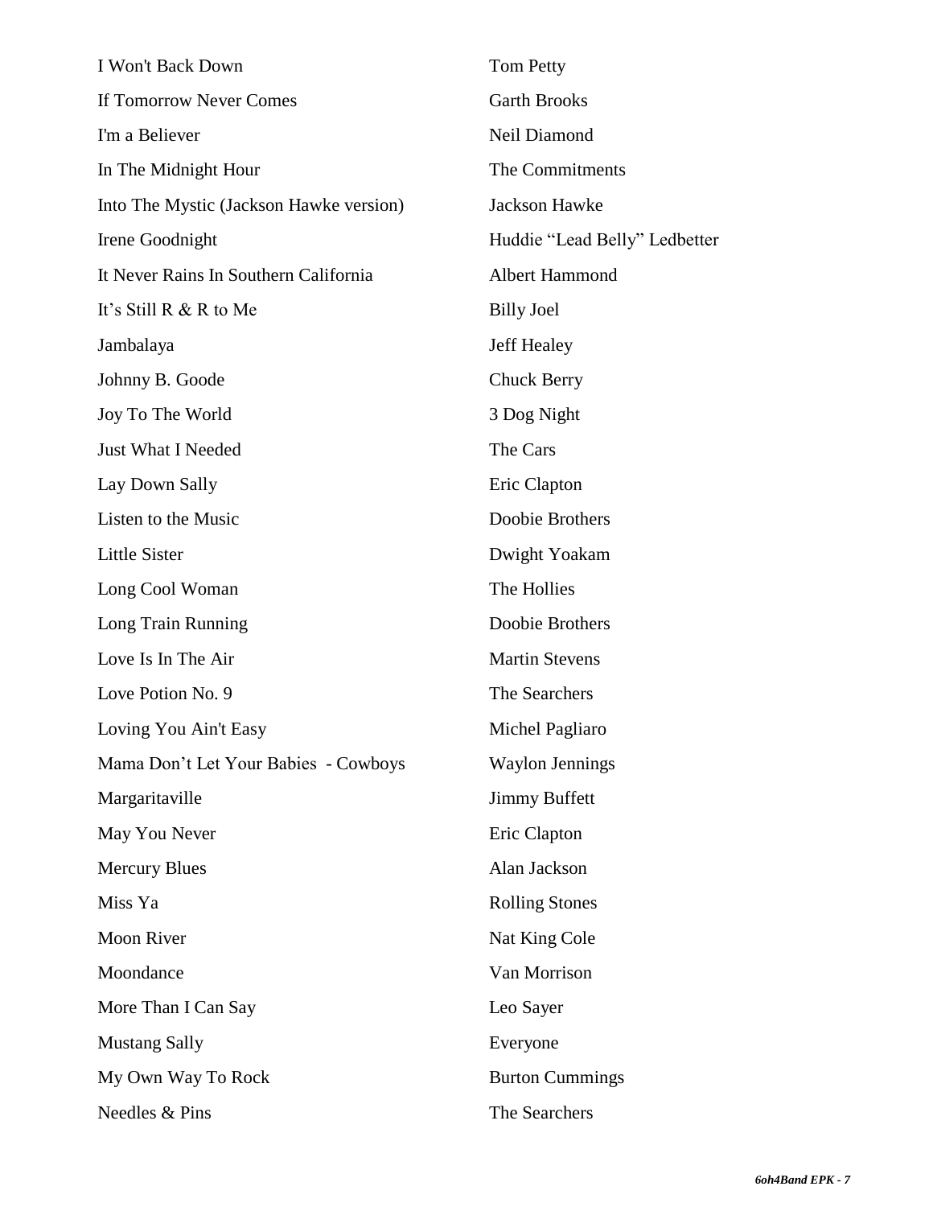| | |
|---|---|
| I Won't Back Down | Tom Petty |
| If Tomorrow Never Comes | Garth Brooks |
| I'm a Believer | Neil Diamond |
| In The Midnight Hour | The Commitments |
| Into The Mystic (Jackson Hawke version) | Jackson Hawke |
| Irene Goodnight | Huddie "Lead Belly" Ledbetter |
| It Never Rains In Southern California | Albert Hammond |
| It's Still R & R to Me | Billy Joel |
| Jambalaya | Jeff Healey |
| Johnny B. Goode | Chuck Berry |
| Joy To The World | 3 Dog Night |
| Just What I Needed | The Cars |
| Lay Down Sally | Eric Clapton |
| Listen to the Music | Doobie Brothers |
| Little Sister | Dwight Yoakam |
| Long Cool Woman | The Hollies |
| Long Train Running | Doobie Brothers |
| Love Is In The Air | Martin Stevens |
| Love Potion No. 9 | The Searchers |
| Loving You Ain't Easy | Michel Pagliaro |
| Mama Don't Let Your Babies - Cowboys | Waylon Jennings |
| Margaritaville | Jimmy Buffett |
| May You Never | Eric Clapton |
| Mercury Blues | Alan Jackson |
| Miss Ya | Rolling Stones |
| Moon River | Nat King Cole |
| Moondance | Van Morrison |
| More Than I Can Say | Leo Sayer |
| Mustang Sally | Everyone |
| My Own Way To Rock | Burton Cummings |
| Needles & Pins | The Searchers |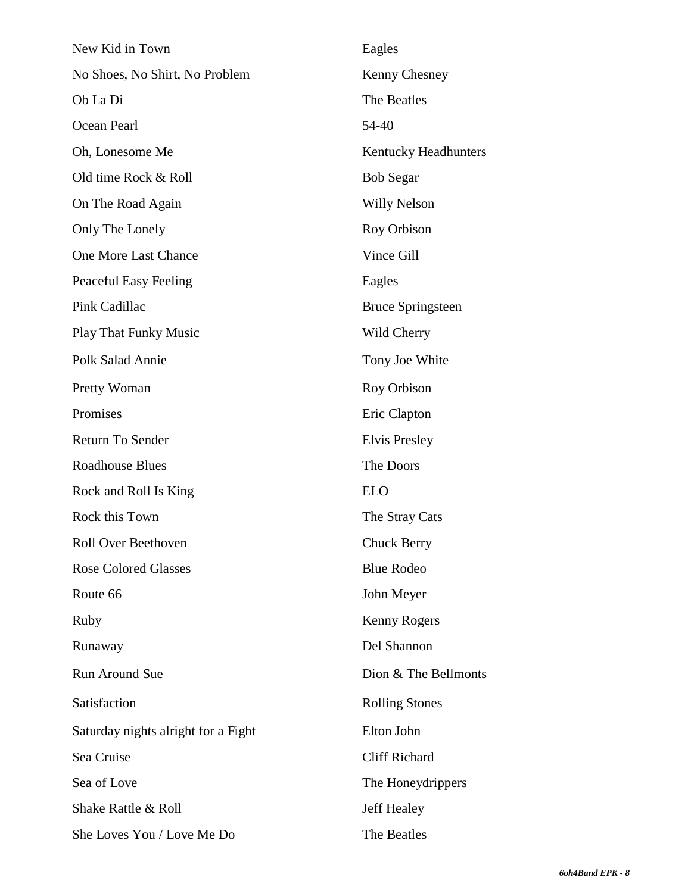| | |
|---|---|
| New Kid in Town | Eagles |
| No Shoes, No Shirt, No Problem | Kenny Chesney |
| Ob La Di | The Beatles |
| Ocean Pearl | 54-40 |
| Oh, Lonesome Me | Kentucky Headhunters |
| Old time Rock & Roll | Bob Segar |
| On The Road Again | Willy Nelson |
| Only The Lonely | Roy Orbison |
| One More Last Chance | Vince Gill |
| Peaceful Easy Feeling | Eagles |
| Pink Cadillac | Bruce Springsteen |
| Play That Funky Music | Wild Cherry |
| Polk Salad Annie | Tony Joe White |
| Pretty Woman | Roy Orbison |
| Promises | Eric Clapton |
| Return To Sender | Elvis Presley |
| Roadhouse Blues | The Doors |
| Rock and Roll Is King | ELO |
| Rock this Town | The Stray Cats |
| Roll Over Beethoven | Chuck Berry |
| Rose Colored Glasses | Blue Rodeo |
| Route 66 | John Meyer |
| Ruby | Kenny Rogers |
| Runaway | Del Shannon |
| Run Around Sue | Dion & The Bellmonts |
| Satisfaction | Rolling Stones |
| Saturday nights alright for a Fight | Elton John |
| Sea Cruise | Cliff Richard |
| Sea of Love | The Honeydrippers |
| Shake Rattle & Roll | Jeff Healey |
| She Loves You / Love Me Do | The Beatles |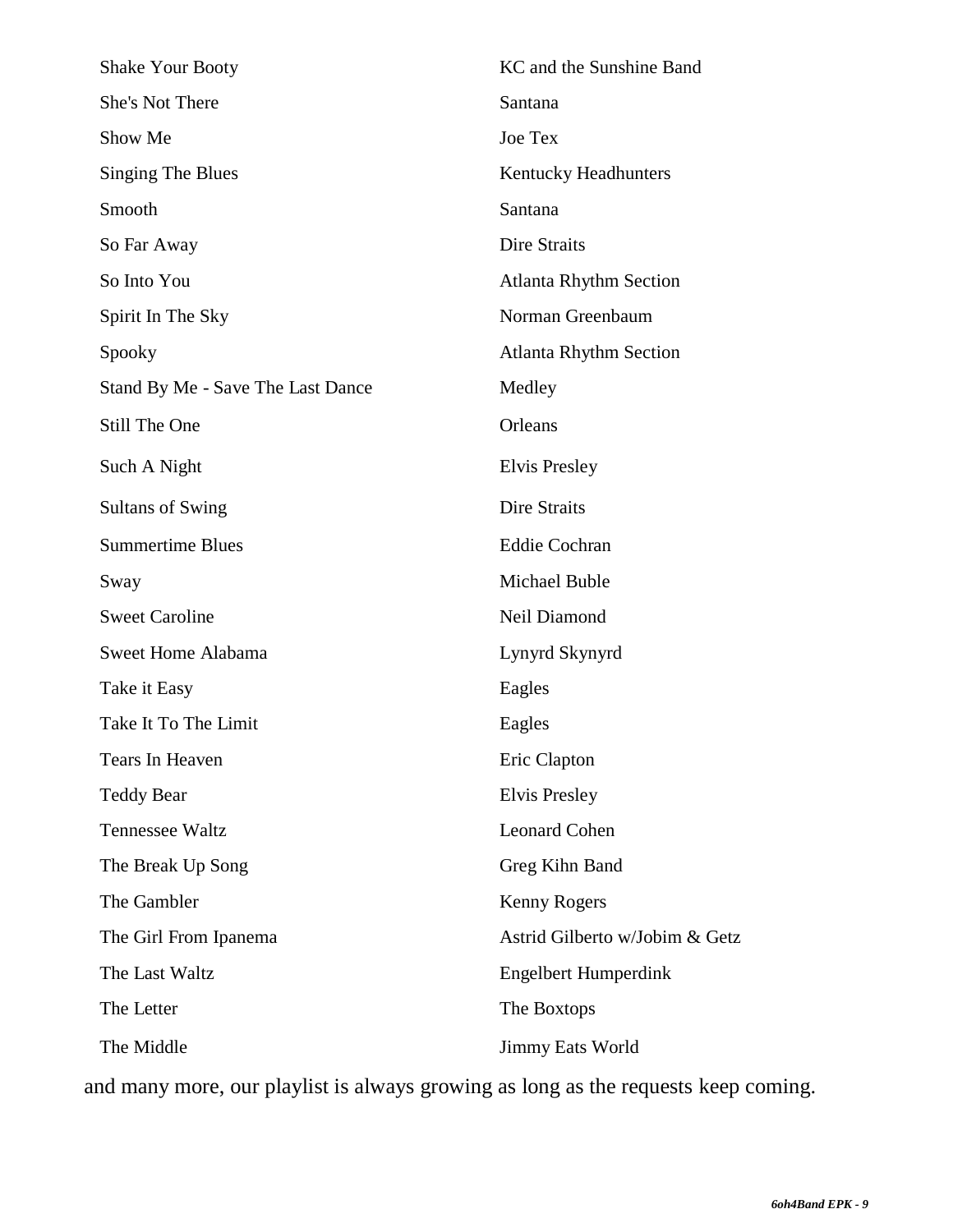| | |
|---|---|
| Shake Your Booty | KC and the Sunshine Band |
| She's Not There | Santana |
| Show Me | Joe Tex |
| Singing The Blues | Kentucky Headhunters |
| Smooth | Santana |
| So Far Away | Dire Straits |
| So Into You | Atlanta Rhythm Section |
| Spirit In The Sky | Norman Greenbaum |
| Spooky | Atlanta Rhythm Section |
| Stand By Me - Save The Last Dance | Medley |
| Still The One | Orleans |
| Such A Night | Elvis Presley |
| Sultans of Swing | Dire Straits |
| Summertime Blues | Eddie Cochran |
| Sway | Michael Buble |
| Sweet Caroline | Neil Diamond |
| Sweet Home Alabama | Lynyrd Skynyrd |
| Take it Easy | Eagles |
| Take It To The Limit | Eagles |
| Tears In Heaven | Eric Clapton |
| Teddy Bear | Elvis Presley |
| Tennessee Waltz | Leonard Cohen |
| The Break Up Song | Greg Kihn Band |
| The Gambler | Kenny Rogers |
| The Girl From Ipanema | Astrid Gilberto w/Jobim & Getz |
| The Last Waltz | Engelbert Humperdink |
| The Letter | The Boxtops |
| The Middle | Jimmy Eats World |

and many more, our playlist is always growing as long as the requests keep coming.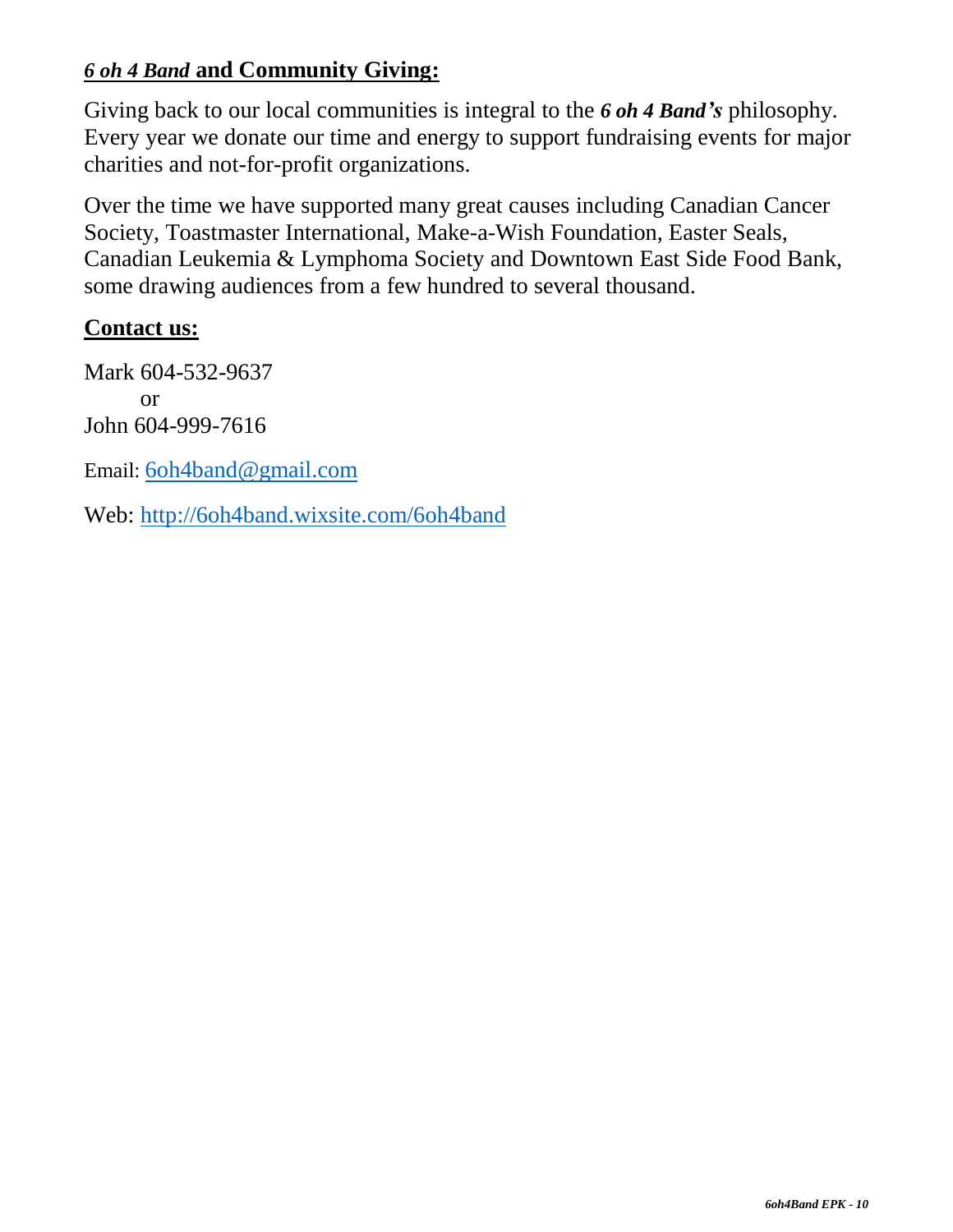## *6 oh 4 Band* and Community Giving:

Giving back to our local communities is integral to the ***6 oh 4 Band's*** philosophy. Every year we donate our time and energy to support fundraising events for major charities and not-for-profit organizations.

Over the time we have supported many great causes including Canadian Cancer Society, Toastmaster International, Make-a-Wish Foundation, Easter Seals, Canadian Leukemia & Lymphoma Society and Downtown East Side Food Bank, some drawing audiences from a few hundred to several thousand.

## Contact us:

Mark 604-532-9637
or
John 604-999-7616

Email: [6oh4band@gmail.com](mailto:6oh4band@gmail.com)

Web: [http://6oh4band.wixsite.com/6oh4band](http://6oh4band.wixsite.com/6oh4band)